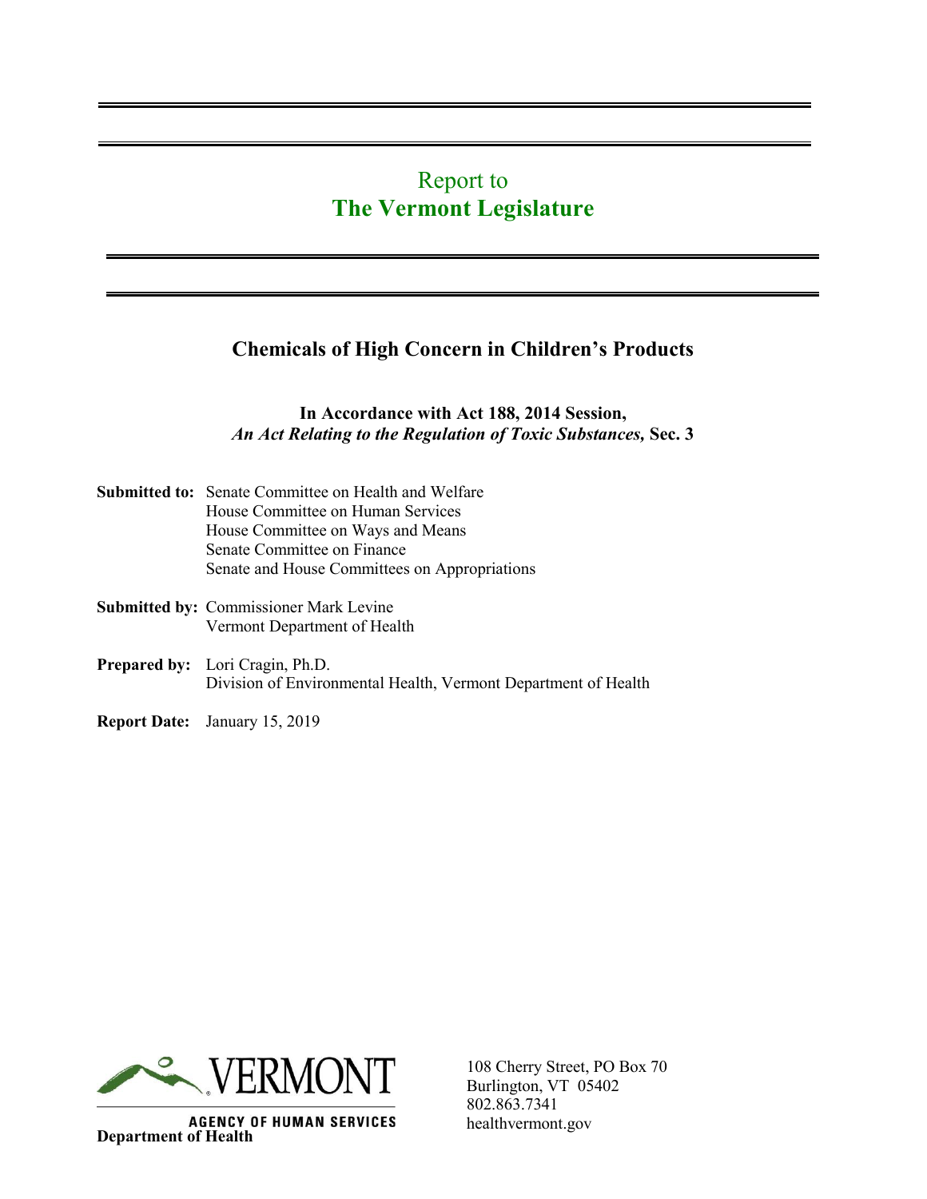# Report to
# The Vermont Legislature

## Chemicals of High Concern in Children's Products

**In Accordance with Act 188, 2014 Session,**
***An Act Relating to the Regulation of Toxic Substances,* Sec. 3**

**Submitted to:** Senate Committee on Health and Welfare
House Committee on Human Services
House Committee on Ways and Means
Senate Committee on Finance
Senate and House Committees on Appropriations

**Submitted by:** Commissioner Mark Levine
Vermont Department of Health

**Prepared by:** Lori Cragin, Ph.D.
Division of Environmental Health, Vermont Department of Health

**Report Date:** January 15, 2019

VERMONT
AGENCY OF HUMAN SERVICES
**Department of Health**

108 Cherry Street, PO Box 70
Burlington, VT 05402
802.863.7341
healthvermont.gov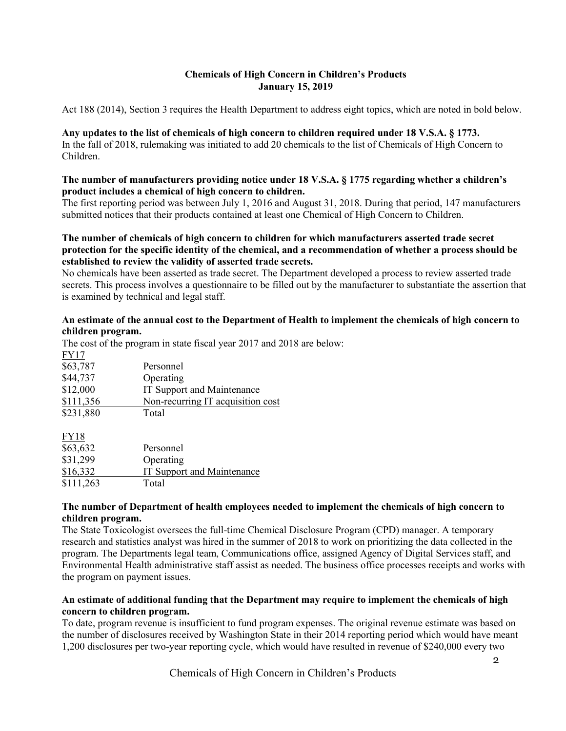**Chemicals of High Concern in Children's Products**
**January 15, 2019**

Act 188 (2014), Section 3 requires the Health Department to address eight topics, which are noted in bold below.

**Any updates to the list of chemicals of high concern to children required under 18 V.S.A. § 1773.**
In the fall of 2018, rulemaking was initiated to add 20 chemicals to the list of Chemicals of High Concern to Children.

**The number of manufacturers providing notice under 18 V.S.A. § 1775 regarding whether a children's product includes a chemical of high concern to children.**
The first reporting period was between July 1, 2016 and August 31, 2018. During that period, 147 manufacturers submitted notices that their products contained at least one Chemical of High Concern to Children.

**The number of chemicals of high concern to children for which manufacturers asserted trade secret protection for the specific identity of the chemical, and a recommendation of whether a process should be established to review the validity of asserted trade secrets.**
No chemicals have been asserted as trade secret. The Department developed a process to review asserted trade secrets. This process involves a questionnaire to be filled out by the manufacturer to substantiate the assertion that is examined by technical and legal staff.

**An estimate of the annual cost to the Department of Health to implement the chemicals of high concern to children program.**
The cost of the program in state fiscal year 2017 and 2018 are below:

FY17

| | |
|---|---|
| $63,787 | Personnel |
| $44,737 | Operating |
| $12,000 | IT Support and Maintenance |
| $111,356 | Non-recurring IT acquisition cost |
| $231,880 | Total |

FY18

| | |
|---|---|
| $63,632 | Personnel |
| $31,299 | Operating |
| $16,332 | IT Support and Maintenance |
| $111,263 | Total |

**The number of Department of health employees needed to implement the chemicals of high concern to children program.**
The State Toxicologist oversees the full-time Chemical Disclosure Program (CPD) manager. A temporary research and statistics analyst was hired in the summer of 2018 to work on prioritizing the data collected in the program. The Departments legal team, Communications office, assigned Agency of Digital Services staff, and Environmental Health administrative staff assist as needed. The business office processes receipts and works with the program on payment issues.

**An estimate of additional funding that the Department may require to implement the chemicals of high concern to children program.**
To date, program revenue is insufficient to fund program expenses. The original revenue estimate was based on the number of disclosures received by Washington State in their 2014 reporting period which would have meant 1,200 disclosures per two-year reporting cycle, which would have resulted in revenue of $240,000 every two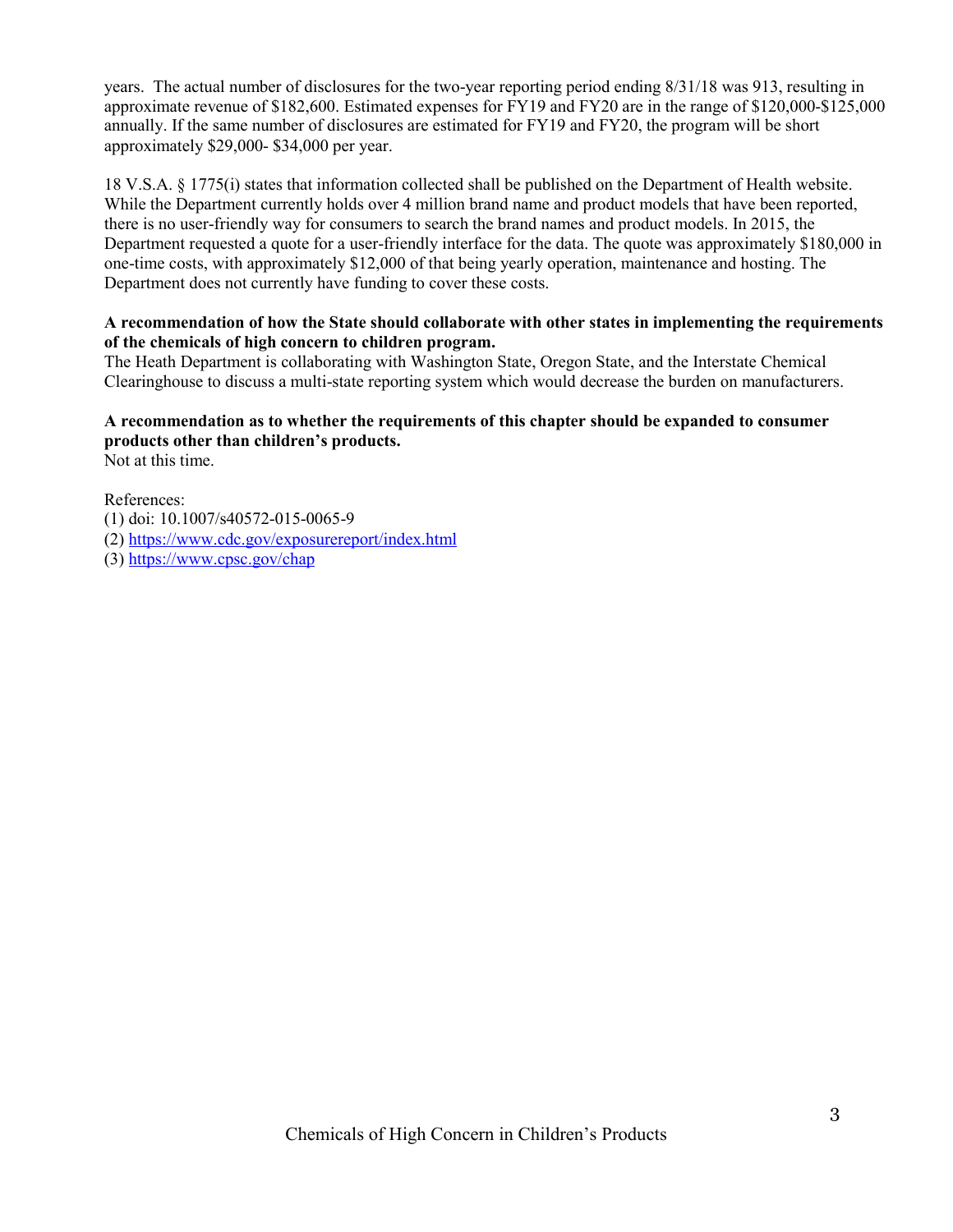years. The actual number of disclosures for the two-year reporting period ending 8/31/18 was 913, resulting in approximate revenue of $182,600. Estimated expenses for FY19 and FY20 are in the range of $120,000-$125,000 annually. If the same number of disclosures are estimated for FY19 and FY20, the program will be short approximately $29,000- $34,000 per year.

18 V.S.A. § 1775(i) states that information collected shall be published on the Department of Health website. While the Department currently holds over 4 million brand name and product models that have been reported, there is no user-friendly way for consumers to search the brand names and product models. In 2015, the Department requested a quote for a user-friendly interface for the data. The quote was approximately $180,000 in one-time costs, with approximately $12,000 of that being yearly operation, maintenance and hosting. The Department does not currently have funding to cover these costs.

**A recommendation of how the State should collaborate with other states in implementing the requirements of the chemicals of high concern to children program.**

The Heath Department is collaborating with Washington State, Oregon State, and the Interstate Chemical Clearinghouse to discuss a multi-state reporting system which would decrease the burden on manufacturers.

**A recommendation as to whether the requirements of this chapter should be expanded to consumer products other than children's products.**

Not at this time.

References:

(1) doi: 10.1007/s40572-015-0065-9

(2) https://www.cdc.gov/exposurereport/index.html

(3) https://www.cpsc.gov/chap